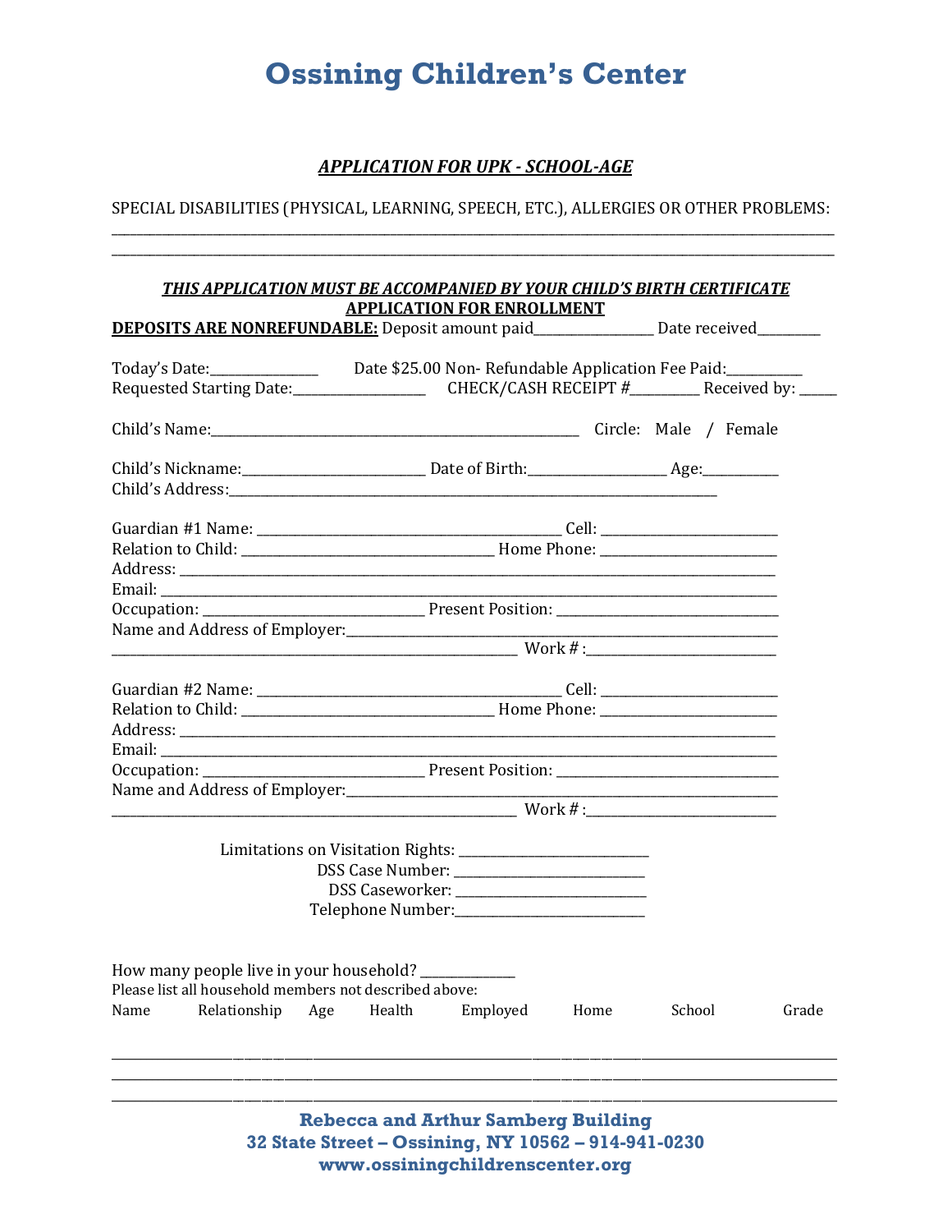# Ossining Children's Center

***APPLICATION FOR UPK - SCHOOL-AGE***

SPECIAL DISABILITIES (PHYSICAL, LEARNING, SPEECH, ETC.), ALLERGIES OR OTHER PROBLEMS:
______________________________________________________________________________________________
______________________________________________________________________________________________

***THIS APPLICATION MUST BE ACCOMPANIED BY YOUR CHILD'S BIRTH CERTIFICATE***

**APPLICATION FOR ENROLLMENT**

**DEPOSITS ARE NONREFUNDABLE:** Deposit amount paid_________________ Date received_________

Today's Date:_______________ Date $25.00 Non- Refundable Application Fee Paid:__________
Requested Starting Date:___________________ CHECK/CASH RECEIPT #_________ Received by: _____

Child's Name:______________________________________________________ Circle: Male / Female

Child's Nickname:__________________________ Date of Birth:___________________ Age:__________
Child's Address:_________________________________________________________________________

Guardian #1 Name: __________________________________________ Cell: ________________________
Relation to Child: ____________________________________ Home Phone: ________________________
Address: ___________________________________________________________________________________
Email: _____________________________________________________________________________________
Occupation: ______________________________ Present Position: _______________________________
Name and Address of Employer:_______________________________________________________________
___________________________________________________________ Work # :__________________________

Guardian #2 Name: __________________________________________ Cell: ________________________
Relation to Child: ____________________________________ Home Phone: ________________________
Address: ___________________________________________________________________________________
Email: _____________________________________________________________________________________
Occupation: ______________________________ Present Position: _______________________________
Name and Address of Employer:_______________________________________________________________
___________________________________________________________ Work # :__________________________

Limitations on Visitation Rights: __________________________
DSS Case Number: __________________________
DSS Caseworker: __________________________
Telephone Number:__________________________

How many people live in your household? _____________
Please list all household members not described above:

| Name | Relationship | Age | Health | Employed | Home | School | Grade |
|---|---|---|---|---|---|---|---|
| | | | | | | | |
| | | | | | | | |
| | | | | | | | |

**Rebecca and Arthur Samberg Building**
**32 State Street – Ossining, NY 10562 – 914-941-0230**
**www.ossiningchildrenscenter.org**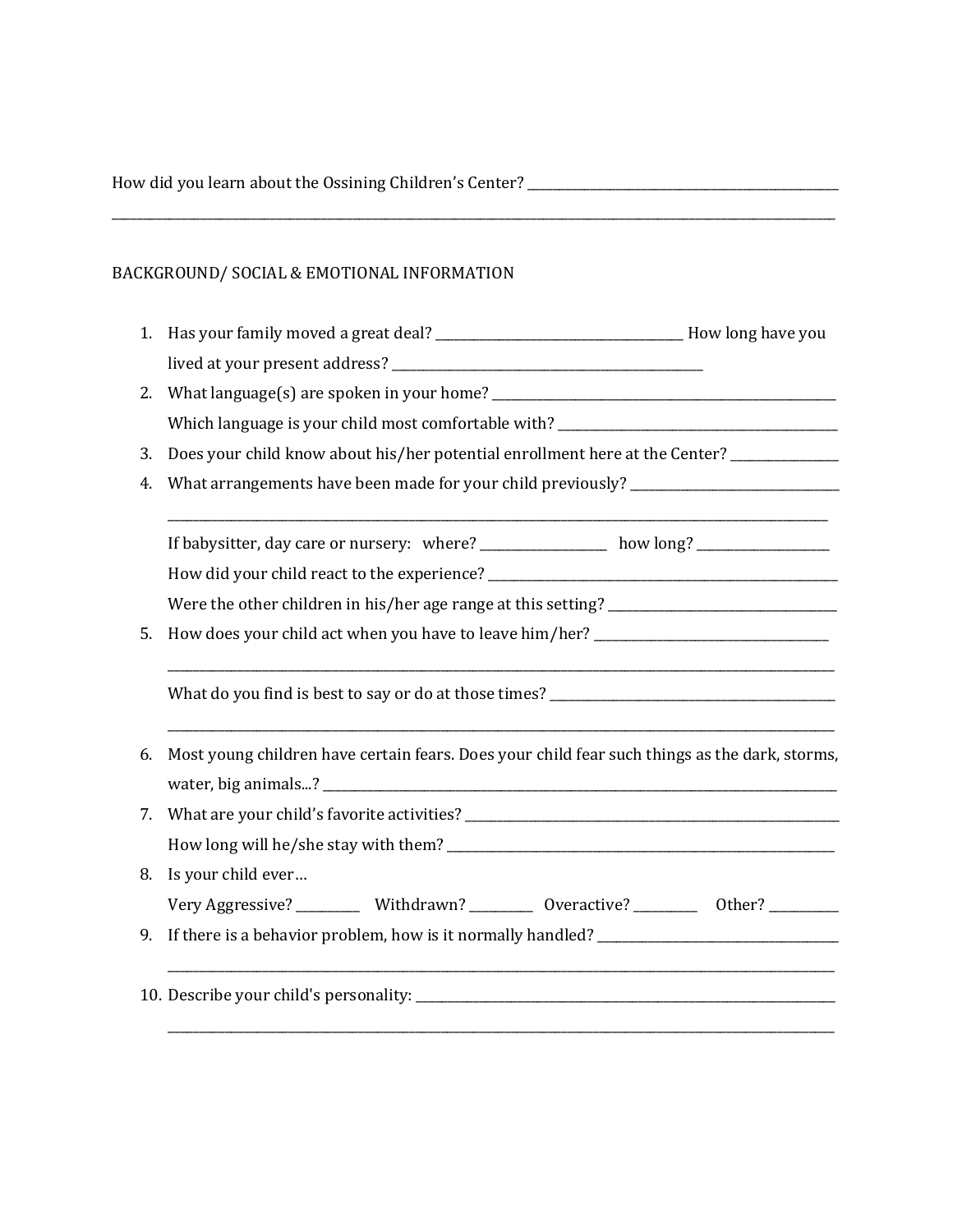How did you learn about the Ossining Children's Center? ____________________________________________

______________________________________________________________________________________________

BACKGROUND/ SOCIAL & EMOTIONAL INFORMATION

1. Has your family moved a great deal? ______________________________ How long have you lived at your present address? ____________________________________
2. What language(s) are spoken in your home? ____________________________________________
   Which language is your child most comfortable with? ____________________________________
3. Does your child know about his/her potential enrollment here at the Center? ______________
4. What arrangements have been made for your child previously? ___________________________
   ________________________________________________________________________________________
   If babysitter, day care or nursery: where? _______________ how long? _______________
   How did your child react to the experience? _____________________________________________
   Were the other children in his/her age range at this setting? ____________________________
5. How does your child act when you have to leave him/her? _______________________________
   ________________________________________________________________________________________
   What do you find is best to say or do at those times? ___________________________________
   ________________________________________________________________________________________
6. Most young children have certain fears. Does your child fear such things as the dark, storms, water, big animals...? ___________________________________________________________________
7. What are your child's favorite activities? _______________________________________________
   How long will he/she stay with them? ____________________________________________________
8. Is your child ever…
   Very Aggressive? ________ Withdrawn? ________ Overactive? ________ Other? ________
9. If there is a behavior problem, how is it normally handled? ______________________________
   ________________________________________________________________________________________
10. Describe your child's personality: ______________________________________________________
    ________________________________________________________________________________________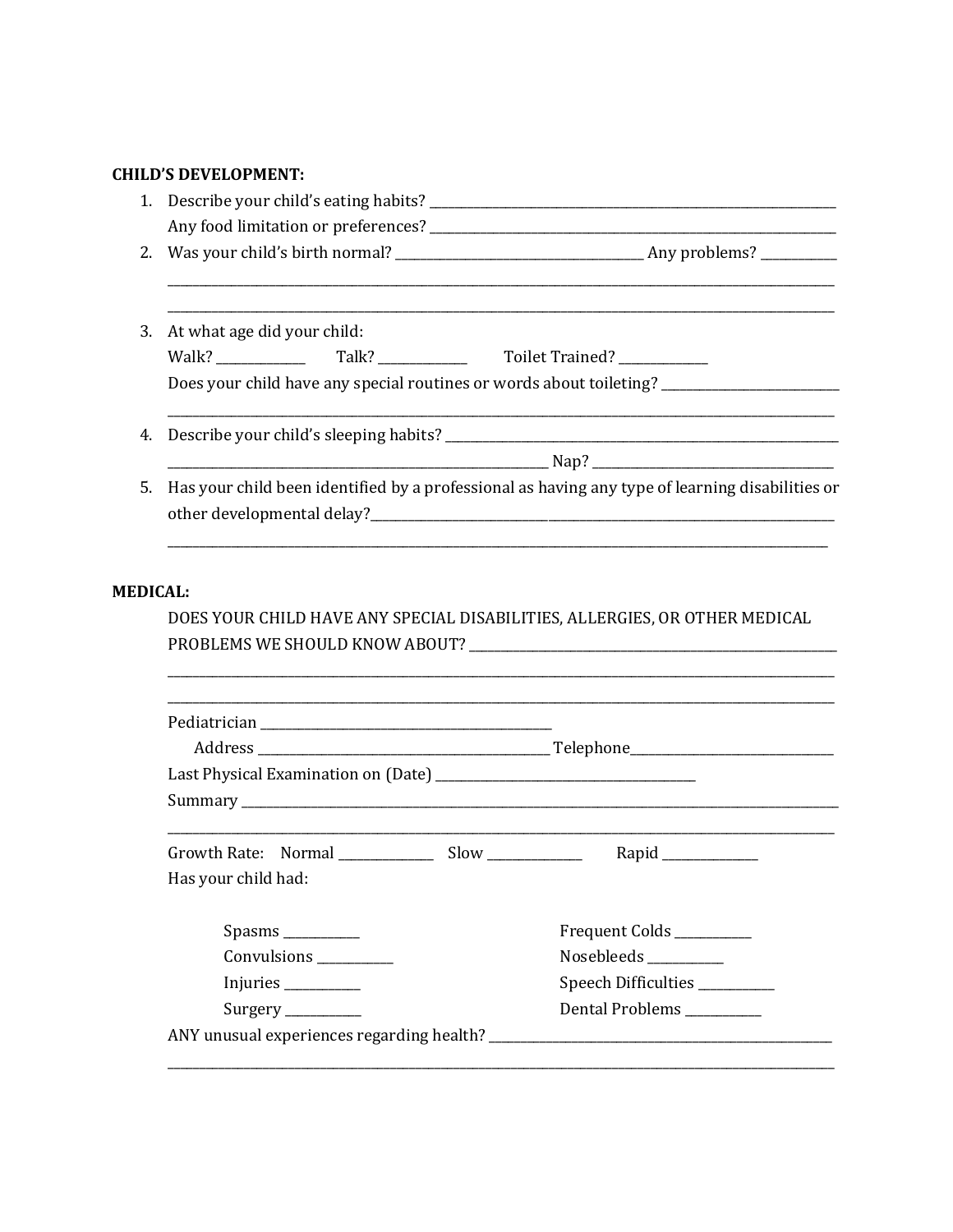**CHILD'S DEVELOPMENT:**

1. Describe your child's eating habits? ____________________________________________
   Any food limitation or preferences? ____________________________________________
2. Was your child's birth normal? ______________________ Any problems? ________
   ________________________________________________________________________
   ________________________________________________________________________
3. At what age did your child:
   Walk? __________ Talk? __________ Toilet Trained? __________
   Does your child have any special routines or words about toileting? ________________
   ________________________________________________________________________
4. Describe your child's sleeping habits? ____________________________________________
   ______________________________________ Nap? ______________________
5. Has your child been identified by a professional as having any type of learning disabilities or other developmental delay?______________________________________________
   ________________________________________________________________________

**MEDICAL:**

DOES YOUR CHILD HAVE ANY SPECIAL DISABILITIES, ALLERGIES, OR OTHER MEDICAL PROBLEMS WE SHOULD KNOW ABOUT? ____________________________________
________________________________________________________________________
________________________________________________________________________

Pediatrician ______________________________

Address ______________________________ Telephone______________________

Last Physical Examination on (Date) __________________________

Summary ________________________________________________________________
________________________________________________________________________

Growth Rate: Normal __________ Slow __________ Rapid __________

Has your child had:

Spasms ________

Convulsions ________

Injuries ________

Surgery ________

Frequent Colds ________

Nosebleeds ________

Speech Difficulties ________

Dental Problems ________

ANY unusual experiences regarding health? ____________________________________
________________________________________________________________________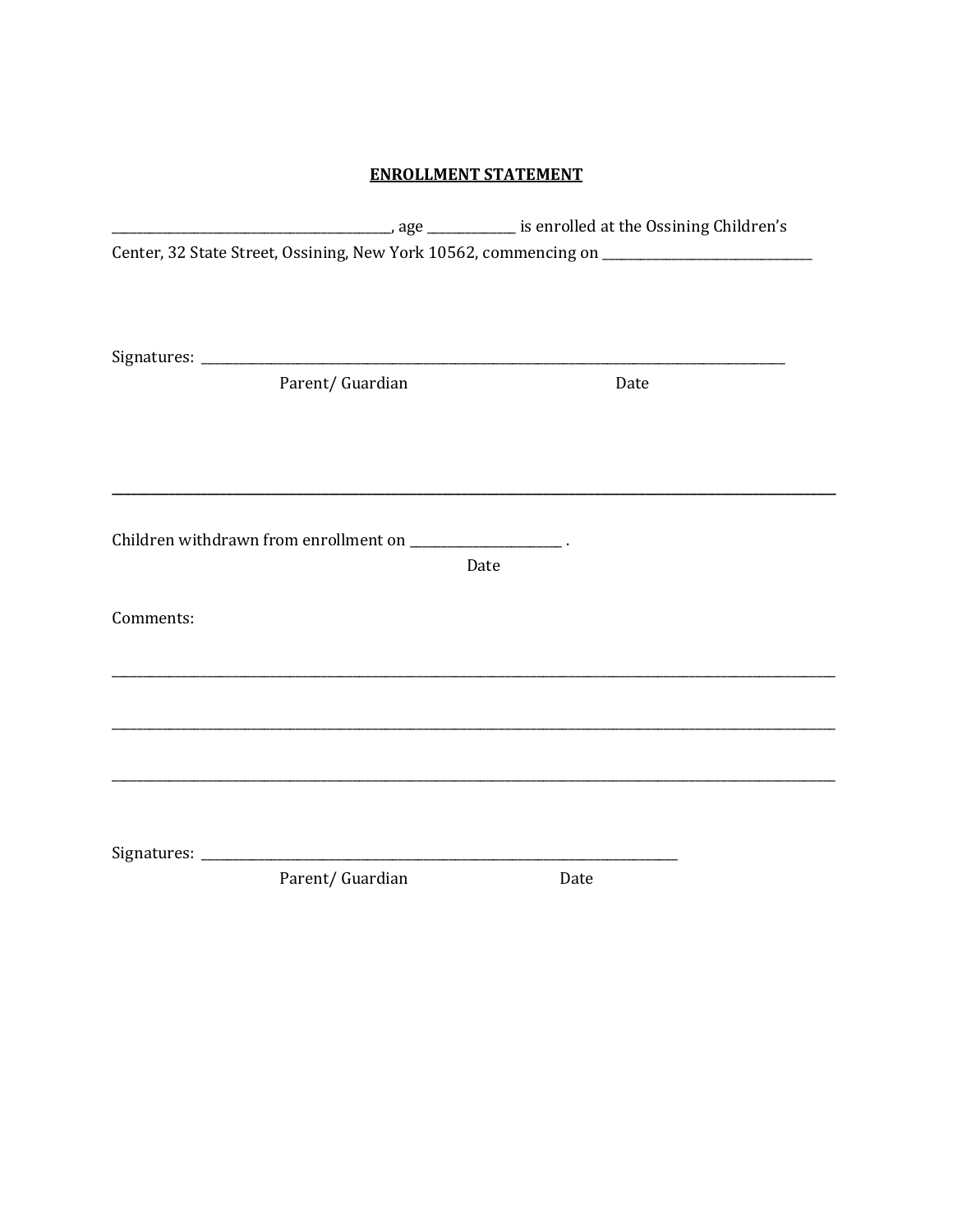**ENROLLMENT STATEMENT**

____________________________________________, age ______________ is enrolled at the Ossining Children's Center, 32 State Street, Ossining, New York 10562, commencing on ________________________________

Signatures: ___________________________________________________________________________________________

Parent/ Guardian                                        Date

---

Children withdrawn from enrollment on ________________________ .

Date

Comments:

______________________________________________________________________________________________________

______________________________________________________________________________________________________

______________________________________________________________________________________________________

Signatures: ____________________________________________________________________________

Parent/ Guardian                                Date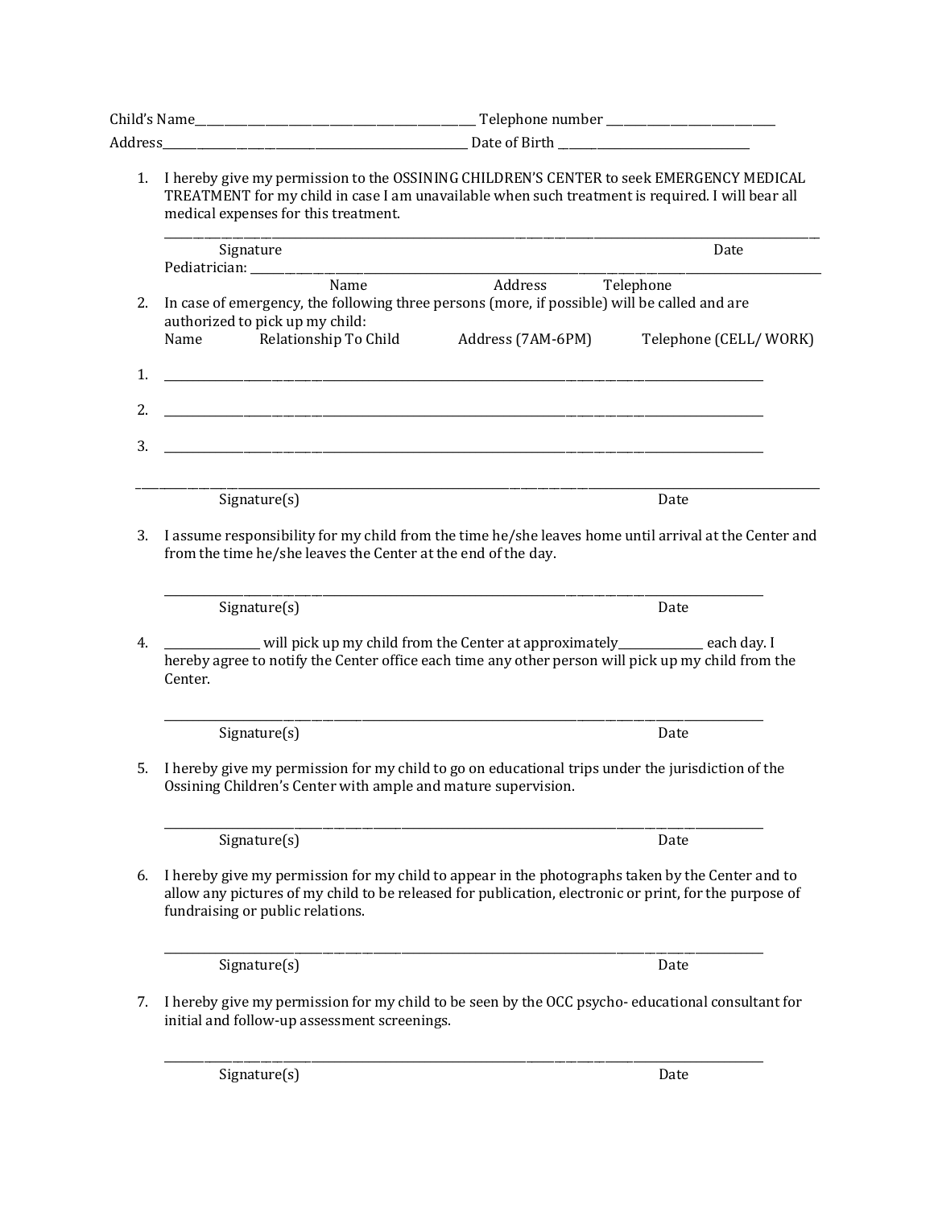Child's Name_______________________________________________ Telephone number _____________________________
Address____________________________________________________ Date of Birth _________________________________

1. I hereby give my permission to the OSSINING CHILDREN'S CENTER to seek EMERGENCY MEDICAL TREATMENT for my child in case I am unavailable when such treatment is required. I will bear all medical expenses for this treatment.

   ______________________________________________________________________________________________________________
   Signature                                                                                                                                                    Date

   Pediatrician: __________________________________________________________________________________________________
   Name                                        Address                    Telephone

2. In case of emergency, the following three persons (more, if possible) will be called and are authorized to pick up my child:

   Name          Relationship To Child          Address (7AM-6PM)          Telephone (CELL/ WORK)

   1. ____________________________________________________________________________________________

   2. ____________________________________________________________________________________________

   3. ____________________________________________________________________________________________

   ______________________________________________________________________________________________________________
   Signature(s)                                                                                                                                              Date

3. I assume responsibility for my child from the time he/she leaves home until arrival at the Center and from the time he/she leaves the Center at the end of the day.

   ____________________________________________________________________________________________
   Signature(s)                                                                                                                      Date

4. _______________ will pick up my child from the Center at approximately______________ each day. I hereby agree to notify the Center office each time any other person will pick up my child from the Center.

   ____________________________________________________________________________________________
   Signature(s)                                                                                                                      Date

5. I hereby give my permission for my child to go on educational trips under the jurisdiction of the Ossining Children's Center with ample and mature supervision.

   ____________________________________________________________________________________________
   Signature(s)                                                                                                                      Date

6. I hereby give my permission for my child to appear in the photographs taken by the Center and to allow any pictures of my child to be released for publication, electronic or print, for the purpose of fundraising or public relations.

   ____________________________________________________________________________________________
   Signature(s)                                                                                                                      Date

7. I hereby give my permission for my child to be seen by the OCC psycho- educational consultant for initial and follow-up assessment screenings.

   ____________________________________________________________________________________________
   Signature(s)                                                                                                                      Date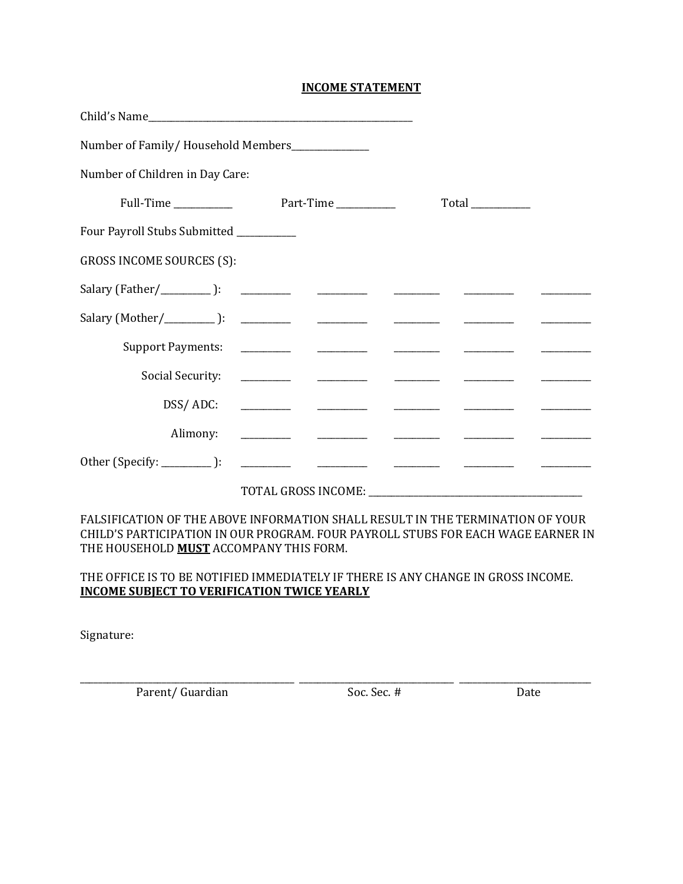## INCOME STATEMENT

Child's Name_______________________________________________

Number of Family/ Household Members_______________

Number of Children in Day Care:

Full-Time ___________ Part-Time ___________ Total ___________

Four Payroll Stubs Submitted ___________

GROSS INCOME SOURCES (S):

| | | | | | |
|---|---|---|---|---|---|
| Salary (Father/_________ ): | _________ | _________ | _________ | _________ | _________ |
| Salary (Mother/_________ ): | _________ | _________ | _________ | _________ | _________ |
| Support Payments: | _________ | _________ | _________ | _________ | _________ |
| Social Security: | _________ | _________ | _________ | _________ | _________ |
| DSS/ ADC: | _________ | _________ | _________ | _________ | _________ |
| Alimony: | _________ | _________ | _________ | _________ | _________ |
| Other (Specify: _________ ): | _________ | _________ | _________ | _________ | _________ |

TOTAL GROSS INCOME: ________________________________________

FALSIFICATION OF THE ABOVE INFORMATION SHALL RESULT IN THE TERMINATION OF YOUR CHILD'S PARTICIPATION IN OUR PROGRAM. FOUR PAYROLL STUBS FOR EACH WAGE EARNER IN THE HOUSEHOLD **MUST** ACCOMPANY THIS FORM.

THE OFFICE IS TO BE NOTIFIED IMMEDIATELY IF THERE IS ANY CHANGE IN GROSS INCOME. **INCOME SUBJECT TO VERIFICATION TWICE YEARLY**

Signature:

_________________________________ _____________________________ ________________________

Parent/ Guardian Soc. Sec. # Date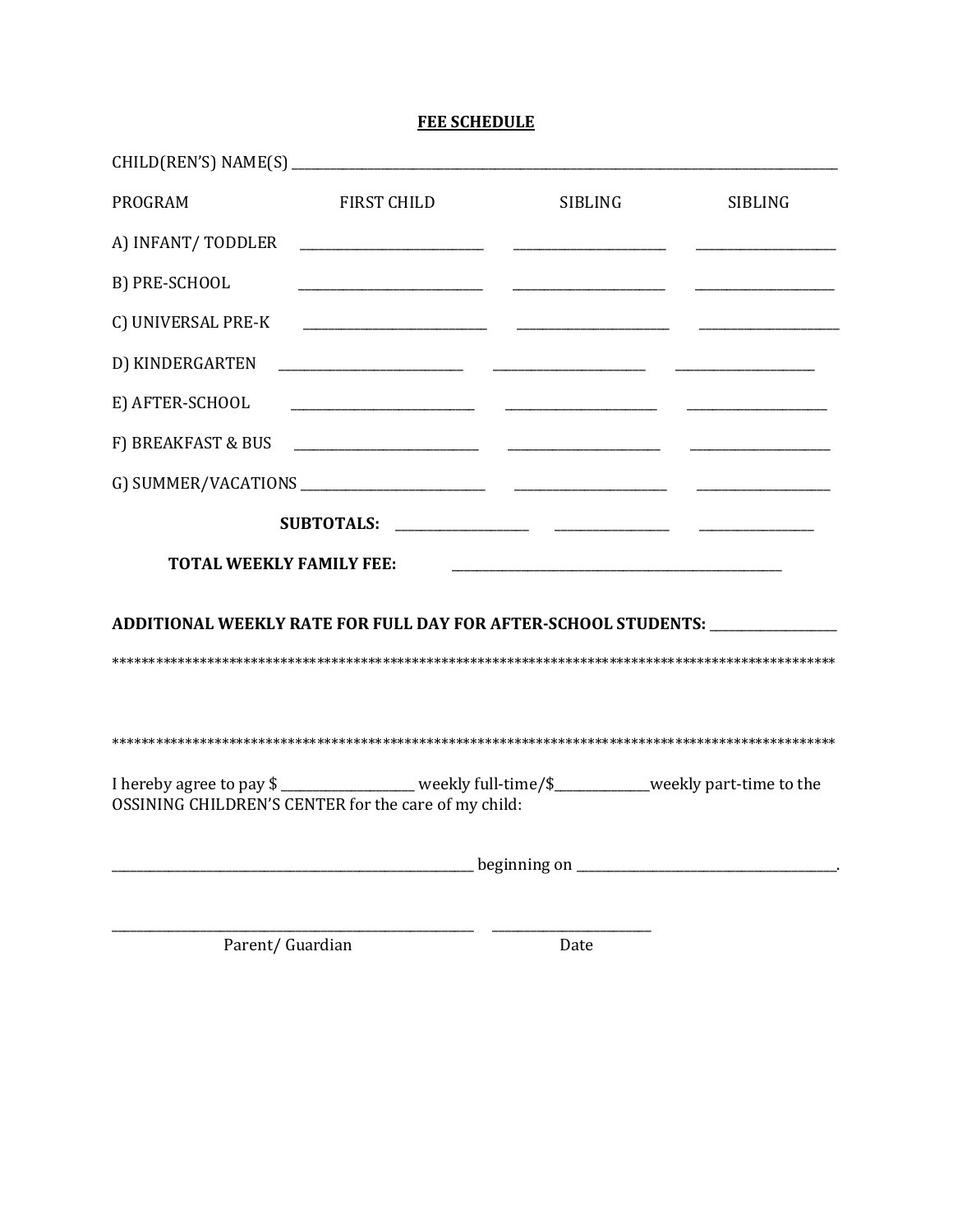**FEE SCHEDULE**

CHILD(REN'S) NAME(S) ____________________________________________________________

| PROGRAM | FIRST CHILD | SIBLING | SIBLING |
|---|---|---|---|
| A) INFANT/ TODDLER | ______________________ | ____________________ | __________________ |
| B) PRE-SCHOOL | ______________________ | ____________________ | __________________ |
| C) UNIVERSAL PRE-K | ______________________ | ____________________ | __________________ |
| D) KINDERGARTEN | ______________________ | ____________________ | __________________ |
| E) AFTER-SCHOOL | ______________________ | ____________________ | __________________ |
| F) BREAKFAST & BUS | ______________________ | ____________________ | __________________ |
| G) SUMMER/VACATIONS | ______________________ | ____________________ | __________________ |
| **SUBTOTALS:** | __________________ | ________________ | ________________ |

**TOTAL WEEKLY FAMILY FEE:** ____________________________________________

**ADDITIONAL WEEKLY RATE FOR FULL DAY FOR AFTER-SCHOOL STUDENTS:** ________________

****************************************************************************************************

****************************************************************************************************

I hereby agree to pay $ __________________ weekly full-time/$_____________weekly part-time to the OSSINING CHILDREN'S CENTER for the care of my child:

____________________________________________________ beginning on ___________________________________.

____________________________________________________ &nbsp;&nbsp;&nbsp; ______________________

Parent/ Guardian &nbsp;&nbsp;&nbsp;&nbsp;&nbsp;&nbsp;&nbsp;&nbsp;&nbsp;&nbsp;&nbsp;&nbsp;&nbsp;&nbsp;&nbsp;&nbsp;&nbsp;&nbsp;&nbsp;&nbsp;&nbsp;&nbsp;&nbsp;&nbsp;&nbsp;&nbsp;&nbsp;&nbsp;&nbsp;&nbsp; Date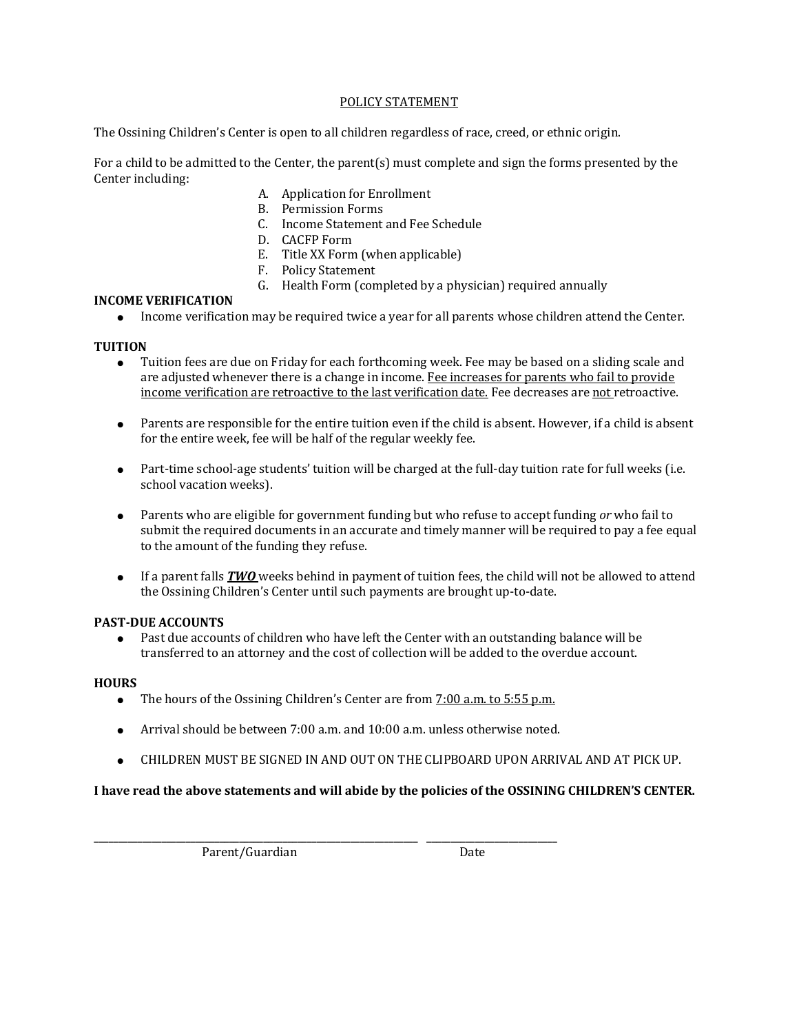## POLICY STATEMENT

The Ossining Children's Center is open to all children regardless of race, creed, or ethnic origin.

For a child to be admitted to the Center, the parent(s) must complete and sign the forms presented by the Center including:

A. Application for Enrollment
B. Permission Forms
C. Income Statement and Fee Schedule
D. CACFP Form
E. Title XX Form (when applicable)
F. Policy Statement
G. Health Form (completed by a physician) required annually

**INCOME VERIFICATION**

- Income verification may be required twice a year for all parents whose children attend the Center.

**TUITION**

- Tuition fees are due on Friday for each forthcoming week. Fee may be based on a sliding scale and are adjusted whenever there is a change in income. Fee increases for parents who fail to provide income verification are retroactive to the last verification date. Fee decreases are not retroactive.

- Parents are responsible for the entire tuition even if the child is absent. However, if a child is absent for the entire week, fee will be half of the regular weekly fee.

- Part-time school-age students' tuition will be charged at the full-day tuition rate for full weeks (i.e. school vacation weeks).

- Parents who are eligible for government funding but who refuse to accept funding *or* who fail to submit the required documents in an accurate and timely manner will be required to pay a fee equal to the amount of the funding they refuse.

- If a parent falls ***TWO*** weeks behind in payment of tuition fees, the child will not be allowed to attend the Ossining Children's Center until such payments are brought up-to-date.

**PAST-DUE ACCOUNTS**

- Past due accounts of children who have left the Center with an outstanding balance will be transferred to an attorney and the cost of collection will be added to the overdue account.

**HOURS**

- The hours of the Ossining Children's Center are from 7:00 a.m. to 5:55 p.m.

- Arrival should be between 7:00 a.m. and 10:00 a.m. unless otherwise noted.

- CHILDREN MUST BE SIGNED IN AND OUT ON THE CLIPBOARD UPON ARRIVAL AND AT PICK UP.

**I have read the above statements and will abide by the policies of the OSSINING CHILDREN'S CENTER.**

\_\_\_\_\_\_\_\_\_\_\_\_\_\_\_\_\_\_\_\_\_\_\_\_\_\_\_\_\_\_\_\_\_\_\_\_\_\_ \_\_\_\_\_\_\_\_\_\_\_\_\_\_\_\_\_\_\_\_

Parent/Guardian Date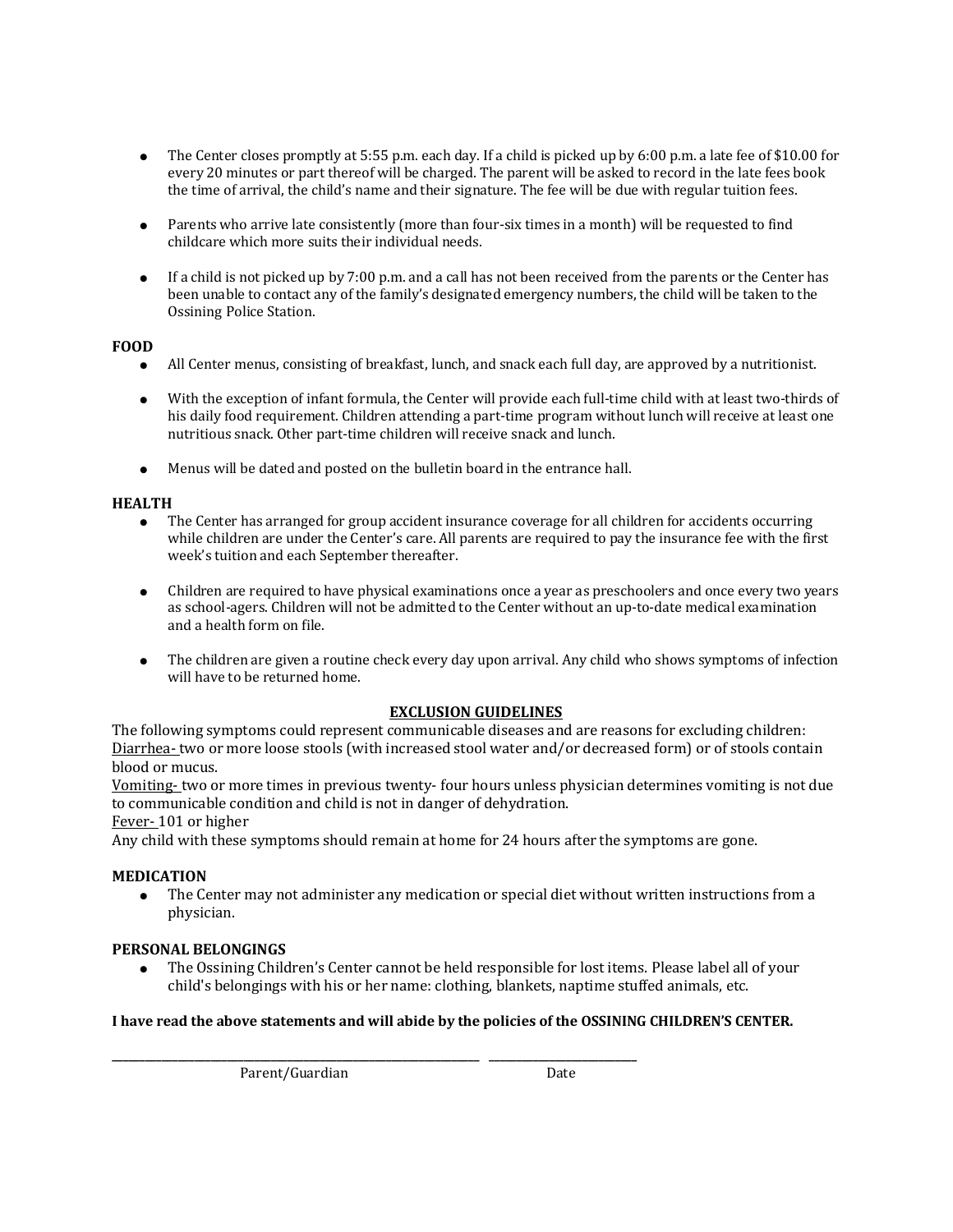- The Center closes promptly at 5:55 p.m. each day. If a child is picked up by 6:00 p.m. a late fee of $10.00 for every 20 minutes or part thereof will be charged. The parent will be asked to record in the late fees book the time of arrival, the child's name and their signature. The fee will be due with regular tuition fees.

- Parents who arrive late consistently (more than four-six times in a month) will be requested to find childcare which more suits their individual needs.

- If a child is not picked up by 7:00 p.m. and a call has not been received from the parents or the Center has been unable to contact any of the family's designated emergency numbers, the child will be taken to the Ossining Police Station.

**FOOD**

- All Center menus, consisting of breakfast, lunch, and snack each full day, are approved by a nutritionist.

- With the exception of infant formula, the Center will provide each full-time child with at least two-thirds of his daily food requirement. Children attending a part-time program without lunch will receive at least one nutritious snack. Other part-time children will receive snack and lunch.

- Menus will be dated and posted on the bulletin board in the entrance hall.

**HEALTH**

- The Center has arranged for group accident insurance coverage for all children for accidents occurring while children are under the Center's care. All parents are required to pay the insurance fee with the first week's tuition and each September thereafter.

- Children are required to have physical examinations once a year as preschoolers and once every two years as school-agers. Children will not be admitted to the Center without an up-to-date medical examination and a health form on file.

- The children are given a routine check every day upon arrival. Any child who shows symptoms of infection will have to be returned home.

**EXCLUSION GUIDELINES**

The following symptoms could represent communicable diseases and are reasons for excluding children:
Diarrhea- two or more loose stools (with increased stool water and/or decreased form) or of stools contain blood or mucus.
Vomiting- two or more times in previous twenty- four hours unless physician determines vomiting is not due to communicable condition and child is not in danger of dehydration.
Fever- 101 or higher
Any child with these symptoms should remain at home for 24 hours after the symptoms are gone.

**MEDICATION**

- The Center may not administer any medication or special diet without written instructions from a physician.

**PERSONAL BELONGINGS**

- The Ossining Children's Center cannot be held responsible for lost items. Please label all of your child's belongings with his or her name: clothing, blankets, naptime stuffed animals, etc.

**I have read the above statements and will abide by the policies of the OSSINING CHILDREN'S CENTER.**

\_\_\_\_\_\_\_\_\_\_\_\_\_\_\_\_\_\_\_\_\_\_\_\_\_\_\_\_\_\_\_\_\_\_\_\_\_\_\_\_ \_\_\_\_\_\_\_\_\_\_\_\_\_\_\_\_\_\_\_\_

Parent/Guardian Date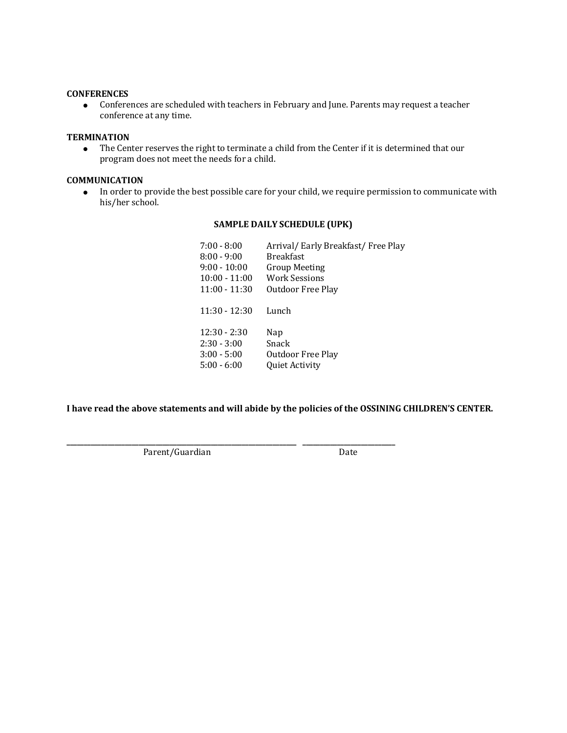**CONFERENCES**

- Conferences are scheduled with teachers in February and June. Parents may request a teacher conference at any time.

**TERMINATION**

- The Center reserves the right to terminate a child from the Center if it is determined that our program does not meet the needs for a child.

**COMMUNICATION**

- In order to provide the best possible care for your child, we require permission to communicate with his/her school.

**SAMPLE DAILY SCHEDULE (UPK)**

| Time | Activity |
|---|---|
| 7:00 - 8:00 | Arrival/ Early Breakfast/ Free Play |
| 8:00 - 9:00 | Breakfast |
| 9:00 - 10:00 | Group Meeting |
| 10:00 - 11:00 | Work Sessions |
| 11:00 - 11:30 | Outdoor Free Play |
| 11:30 - 12:30 | Lunch |
| 12:30 - 2:30 | Nap |
| 2:30 - 3:00 | Snack |
| 3:00 - 5:00 | Outdoor Free Play |
| 5:00 - 6:00 | Quiet Activity |

**I have read the above statements and will abide by the policies of the OSSINING CHILDREN'S CENTER.**

_______________________________________________ _____________________

Parent/Guardian Date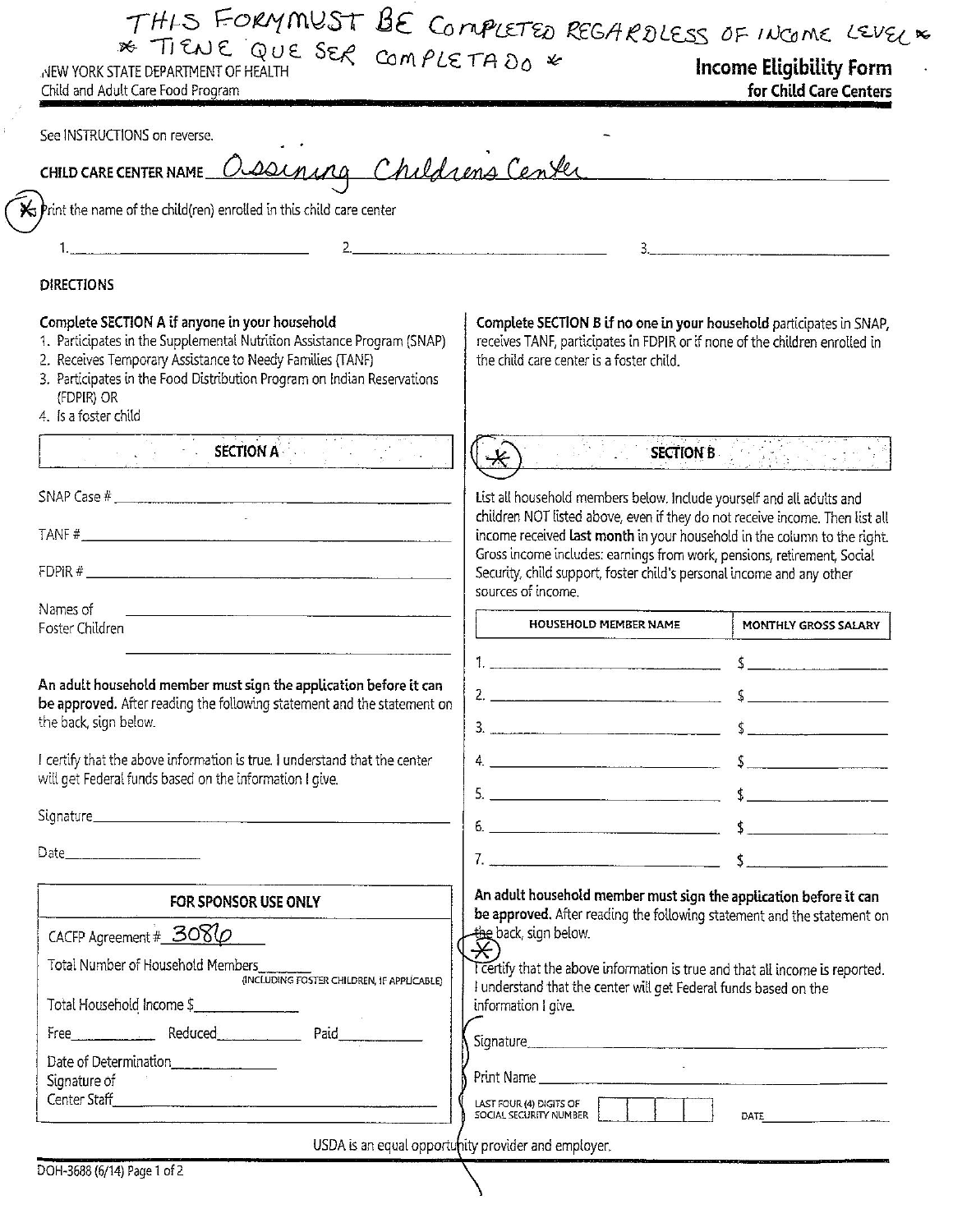THIS FORM MUST BE COMPLETED REGARDLESS OF INCOME LEVEL *
* TIENE QUE SER COMPLETADO *

NEW YORK STATE DEPARTMENT OF HEALTH
Child and Adult Care Food Program

# Income Eligibility Form
## for Child Care Centers

See INSTRUCTIONS on reverse.

CHILD CARE CENTER NAME Ossining Children's Center

(*) Print the name of the child(ren) enrolled in this child care center

1.\_\_\_\_\_\_\_\_\_\_\_\_\_\_\_\_\_\_\_\_ 2.\_\_\_\_\_\_\_\_\_\_\_\_\_\_\_\_\_\_\_\_ 3.\_\_\_\_\_\_\_\_\_\_\_\_\_\_\_\_\_\_\_\_

**DIRECTIONS**

**Complete SECTION A if anyone in your household**

1. Participates in the Supplemental Nutrition Assistance Program (SNAP)
2. Receives Temporary Assistance to Needy Families (TANF)
3. Participates in the Food Distribution Program on Indian Reservations (FDPIR) OR
4. Is a foster child

**Complete SECTION B if no one in your household** participates in SNAP, receives TANF, participates in FDPIR or if none of the children enrolled in the child care center is a foster child.

### SECTION A

SNAP Case # \_\_\_\_\_\_\_\_\_\_\_\_\_\_\_\_\_\_\_\_

TANF # \_\_\_\_\_\_\_\_\_\_\_\_\_\_\_\_\_\_\_\_

FDPIR # \_\_\_\_\_\_\_\_\_\_\_\_\_\_\_\_\_\_\_\_

Names of Foster Children \_\_\_\_\_\_\_\_\_\_\_\_\_\_\_\_\_\_\_\_

**An adult household member must sign the application before it can be approved.** After reading the following statement and the statement on the back, sign below.

I certify that the above information is true. I understand that the center will get Federal funds based on the information I give.

Signature\_\_\_\_\_\_\_\_\_\_\_\_\_\_\_\_\_\_\_\_

Date\_\_\_\_\_\_\_\_\_\_\_\_\_\_\_\_\_\_\_\_

### (*) SECTION B

List all household members below. Include yourself and all adults and children NOT listed above, even if they do not receive income. Then list all income received **last month** in your household in the column to the right. Gross income includes: earnings from work, pensions, retirement, Social Security, child support, foster child's personal income and any other sources of income.

| HOUSEHOLD MEMBER NAME | MONTHLY GROSS SALARY |
|---|---|
| 1. | $ |
| 2. | $ |
| 3. | $ |
| 4. | $ |
| 5. | $ |
| 6. | $ |
| 7. | $ |

**An adult household member must sign the application before it can be approved.** After reading the following statement and the statement on the back, sign below.

(*) I certify that the above information is true and that all income is reported. I understand that the center will get Federal funds based on the information I give.

Signature\_\_\_\_\_\_\_\_\_\_\_\_\_\_\_\_\_\_\_\_

Print Name\_\_\_\_\_\_\_\_\_\_\_\_\_\_\_\_\_\_\_\_

LAST FOUR (4) DIGITS OF SOCIAL SECURITY NUMBER ☐☐☐☐ DATE\_\_\_\_\_\_\_\_\_\_

### FOR SPONSOR USE ONLY

CACFP Agreement # 3086

Total Number of Household Members\_\_\_\_\_\_ (INCLUDING FOSTER CHILDREN, IF APPLICABLE)

Total Household Income $\_\_\_\_\_\_

Free\_\_\_\_\_\_ Reduced\_\_\_\_\_\_ Paid\_\_\_\_\_\_

Date of Determination\_\_\_\_\_\_

Signature of Center Staff\_\_\_\_\_\_

USDA is an equal opportunity provider and employer.

DOH-3688 (6/14) Page 1 of 2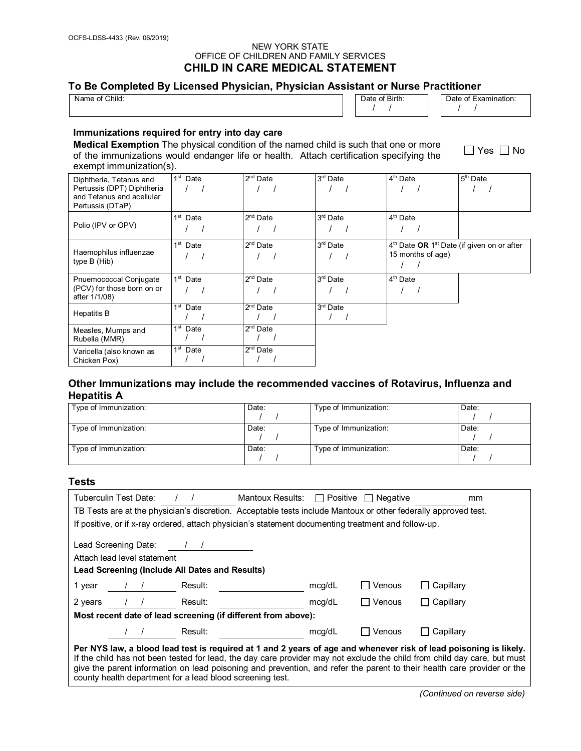OCFS-LDSS-4433 (Rev. 06/2019)

NEW YORK STATE
OFFICE OF CHILDREN AND FAMILY SERVICES

# CHILD IN CARE MEDICAL STATEMENT

## To Be Completed By Licensed Physician, Physician Assistant or Nurse Practitioner

| Name of Child: | Date of Birth: / / | Date of Examination: / / |
|---|---|---|

### Immunizations required for entry into day care

**Medical Exemption** The physical condition of the named child is such that one or more of the immunizations would endanger life or health. Attach certification specifying the exempt immunization(s). ☐ Yes ☐ No

| | | | | | |
|---|---|---|---|---|---|
| Diphtheria, Tetanus and Pertussis (DPT) Diphtheria and Tetanus and acellular Pertussis (DTaP) | 1st Date / / | 2nd Date / / | 3rd Date / / | 4th Date / / | 5th Date / / |
| Polio (IPV or OPV) | 1st Date / / | 2nd Date / / | 3rd Date / / | 4th Date / / | |
| Haemophilus influenzae type B (Hib) | 1st Date / / | 2nd Date / / | 3rd Date / / | 4th Date **OR** 1st Date (if given on or after 15 months of age) / / | |
| Pnuemococcal Conjugate (PCV) for those born on or after 1/1/08) | 1st Date / / | 2nd Date / / | 3rd Date / / | 4th Date / / | |
| Hepatitis B | 1st Date / / | 2nd Date / / | 3rd Date / / | | |
| Measles, Mumps and Rubella (MMR) | 1st Date / / | 2nd Date / / | | | |
| Varicella (also known as Chicken Pox) | 1st Date / / | 2nd Date / / | | | |

## Other Immunizations may include the recommended vaccines of Rotavirus, Influenza and Hepatitis A

| Type of Immunization: | Date: / / | Type of Immunization: | Date: / / |
|---|---|---|---|
| Type of Immunization: | Date: / / | Type of Immunization: | Date: / / |
| Type of Immunization: | Date: / / | Type of Immunization: | Date: / / |

## Tests

Tuberculin Test Date: / / Mantoux Results: ☐ Positive ☐ Negative ________ mm

TB Tests are at the physician's discretion. Acceptable tests include Mantoux or other federally approved test.

If positive, or if x-ray ordered, attach physician's statement documenting treatment and follow-up.

Lead Screening Date: / /

Attach lead level statement

**Lead Screening (Include All Dates and Results)**

1 year / / Result: ________ mcg/dL ☐ Venous ☐ Capillary

2 years / / Result: ________ mcg/dL ☐ Venous ☐ Capillary

**Most recent date of lead screening (if different from above):**

/ / Result: ________ mcg/dL ☐ Venous ☐ Capillary

**Per NYS law, a blood lead test is required at 1 and 2 years of age and whenever risk of lead poisoning is likely.** If the child has not been tested for lead, the day care provider may not exclude the child from child day care, but must give the parent information on lead poisoning and prevention, and refer the parent to their health care provider or the county health department for a lead blood screening test.

*(Continued on reverse side)*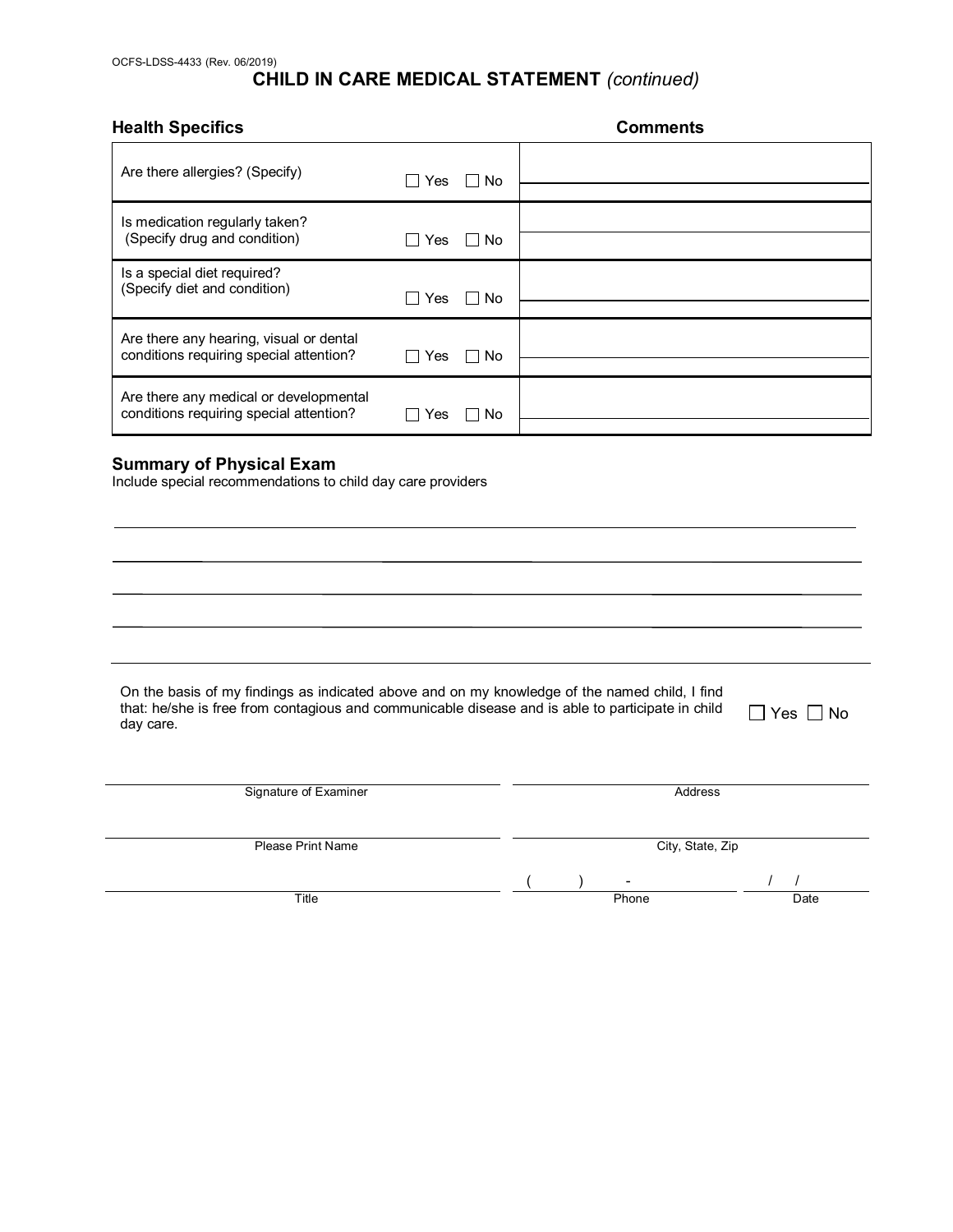OCFS-LDSS-4433 (Rev. 06/2019)

# CHILD IN CARE MEDICAL STATEMENT *(continued)*

| Health Specifics | | Comments |
|---|---|---|
| Are there allergies? (Specify) | ☐ Yes ☐ No | |
| Is medication regularly taken? (Specify drug and condition) | ☐ Yes ☐ No | |
| Is a special diet required? (Specify diet and condition) | ☐ Yes ☐ No | |
| Are there any hearing, visual or dental conditions requiring special attention? | ☐ Yes ☐ No | |
| Are there any medical or developmental conditions requiring special attention? | ☐ Yes ☐ No | |

## Summary of Physical Exam

Include special recommendations to child day care providers

On the basis of my findings as indicated above and on my knowledge of the named child, I find that: he/she is free from contagious and communicable disease and is able to participate in child day care. ☐ Yes ☐ No

| | |
|---|---|
| Signature of Examiner | Address |
| Please Print Name | City, State, Zip |
| Title | Phone ( ) - &nbsp;&nbsp;&nbsp; Date / / |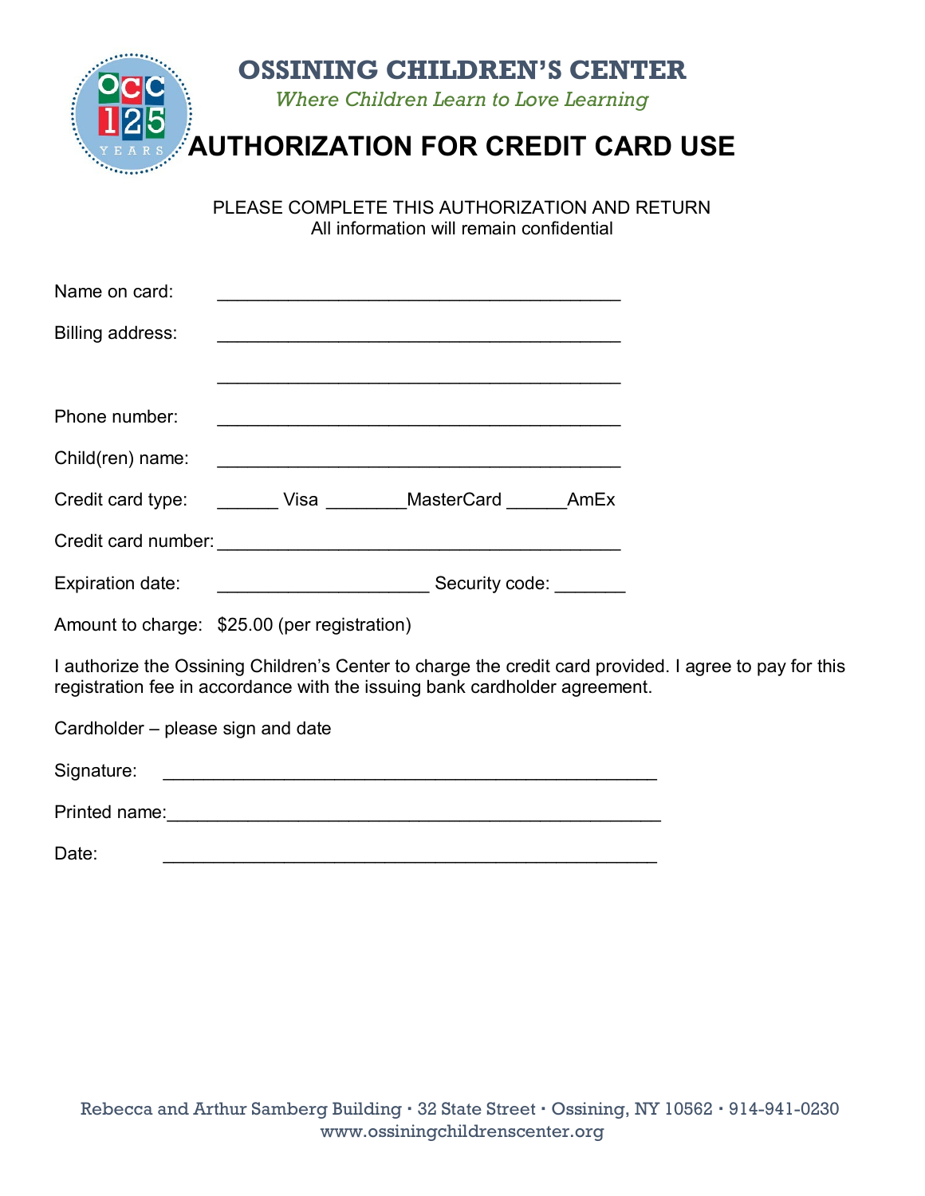# OSSINING CHILDREN'S CENTER

*Where Children Learn to Love Learning*

## AUTHORIZATION FOR CREDIT CARD USE

PLEASE COMPLETE THIS AUTHORIZATION AND RETURN
All information will remain confidential

Name on card: ________________________________________

Billing address: ________________________________________

________________________________________

Phone number: ________________________________________

Child(ren) name: ________________________________________

Credit card type: ______ Visa ________MasterCard ______AmEx

Credit card number: ________________________________________

Expiration date: ____________________ Security code: _______

Amount to charge: $25.00 (per registration)

I authorize the Ossining Children's Center to charge the credit card provided. I agree to pay for this registration fee in accordance with the issuing bank cardholder agreement.

Cardholder – please sign and date

Signature: ________________________________________________

Printed name: ________________________________________________

Date: ________________________________________________

Rebecca and Arthur Samberg Building · 32 State Street · Ossining, NY 10562 · 914-941-0230
www.ossiningchildrenscenter.org